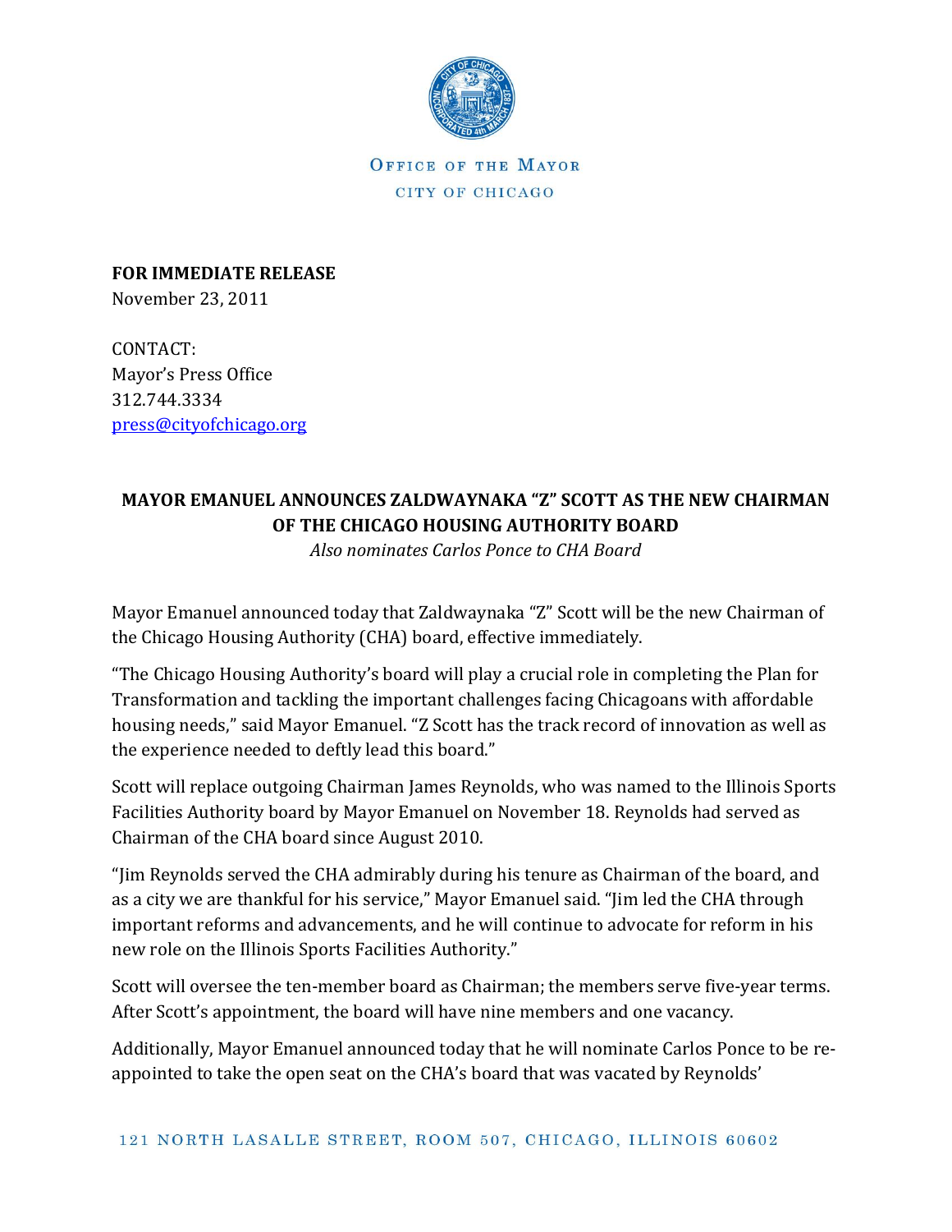OFFICE OF THE MAYOR
CITY OF CHICAGO

**FOR IMMEDIATE RELEASE**
November 23, 2011

CONTACT:
Mayor's Press Office
312.744.3334
press@cityofchicago.org

## MAYOR EMANUEL ANNOUNCES ZALDWAYNAKA "Z" SCOTT AS THE NEW CHAIRMAN OF THE CHICAGO HOUSING AUTHORITY BOARD

*Also nominates Carlos Ponce to CHA Board*

Mayor Emanuel announced today that Zaldwaynaka "Z" Scott will be the new Chairman of the Chicago Housing Authority (CHA) board, effective immediately.

"The Chicago Housing Authority's board will play a crucial role in completing the Plan for Transformation and tackling the important challenges facing Chicagoans with affordable housing needs," said Mayor Emanuel. "Z Scott has the track record of innovation as well as the experience needed to deftly lead this board."

Scott will replace outgoing Chairman James Reynolds, who was named to the Illinois Sports Facilities Authority board by Mayor Emanuel on November 18. Reynolds had served as Chairman of the CHA board since August 2010.

"Jim Reynolds served the CHA admirably during his tenure as Chairman of the board, and as a city we are thankful for his service," Mayor Emanuel said. "Jim led the CHA through important reforms and advancements, and he will continue to advocate for reform in his new role on the Illinois Sports Facilities Authority."

Scott will oversee the ten-member board as Chairman; the members serve five-year terms. After Scott's appointment, the board will have nine members and one vacancy.

Additionally, Mayor Emanuel announced today that he will nominate Carlos Ponce to be re-appointed to take the open seat on the CHA's board that was vacated by Reynolds'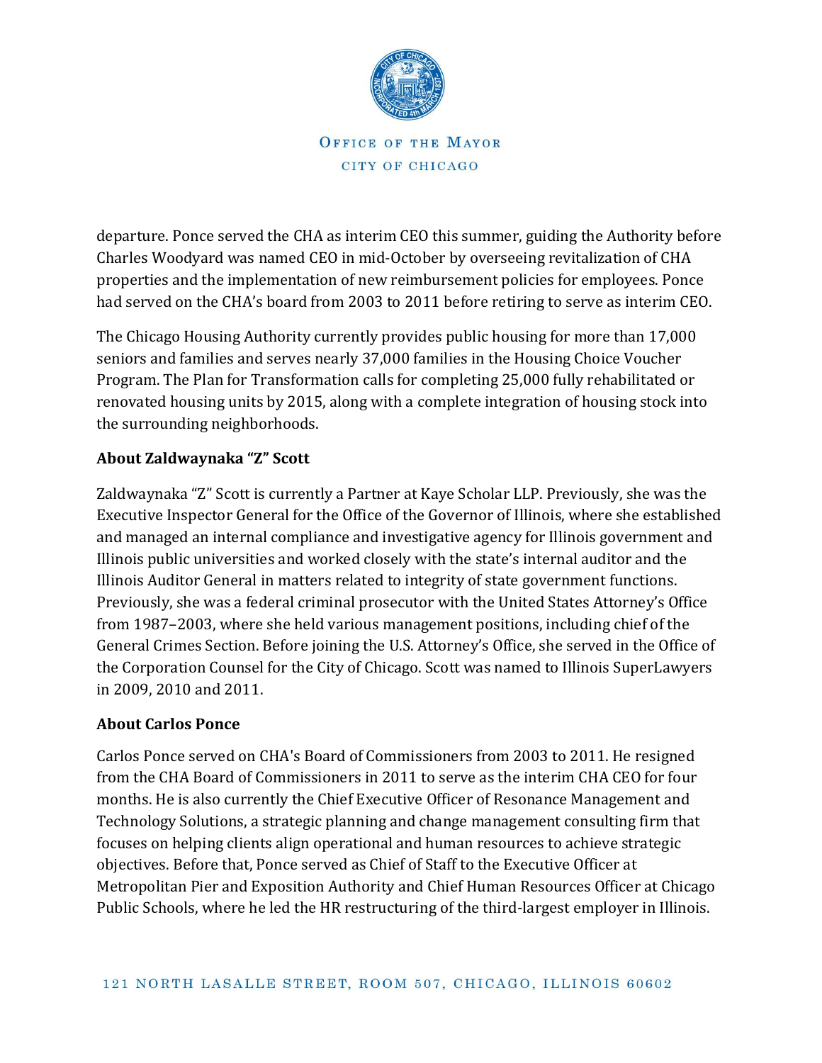departure. Ponce served the CHA as interim CEO this summer, guiding the Authority before Charles Woodyard was named CEO in mid-October by overseeing revitalization of CHA properties and the implementation of new reimbursement policies for employees. Ponce had served on the CHA's board from 2003 to 2011 before retiring to serve as interim CEO.

The Chicago Housing Authority currently provides public housing for more than 17,000 seniors and families and serves nearly 37,000 families in the Housing Choice Voucher Program. The Plan for Transformation calls for completing 25,000 fully rehabilitated or renovated housing units by 2015, along with a complete integration of housing stock into the surrounding neighborhoods.

**About Zaldwaynaka "Z" Scott**

Zaldwaynaka "Z" Scott is currently a Partner at Kaye Scholar LLP. Previously, she was the Executive Inspector General for the Office of the Governor of Illinois, where she established and managed an internal compliance and investigative agency for Illinois government and Illinois public universities and worked closely with the state's internal auditor and the Illinois Auditor General in matters related to integrity of state government functions. Previously, she was a federal criminal prosecutor with the United States Attorney's Office from 1987–2003, where she held various management positions, including chief of the General Crimes Section. Before joining the U.S. Attorney's Office, she served in the Office of the Corporation Counsel for the City of Chicago. Scott was named to Illinois SuperLawyers in 2009, 2010 and 2011.

**About Carlos Ponce**

Carlos Ponce served on CHA's Board of Commissioners from 2003 to 2011. He resigned from the CHA Board of Commissioners in 2011 to serve as the interim CHA CEO for four months. He is also currently the Chief Executive Officer of Resonance Management and Technology Solutions, a strategic planning and change management consulting firm that focuses on helping clients align operational and human resources to achieve strategic objectives. Before that, Ponce served as Chief of Staff to the Executive Officer at Metropolitan Pier and Exposition Authority and Chief Human Resources Officer at Chicago Public Schools, where he led the HR restructuring of the third-largest employer in Illinois.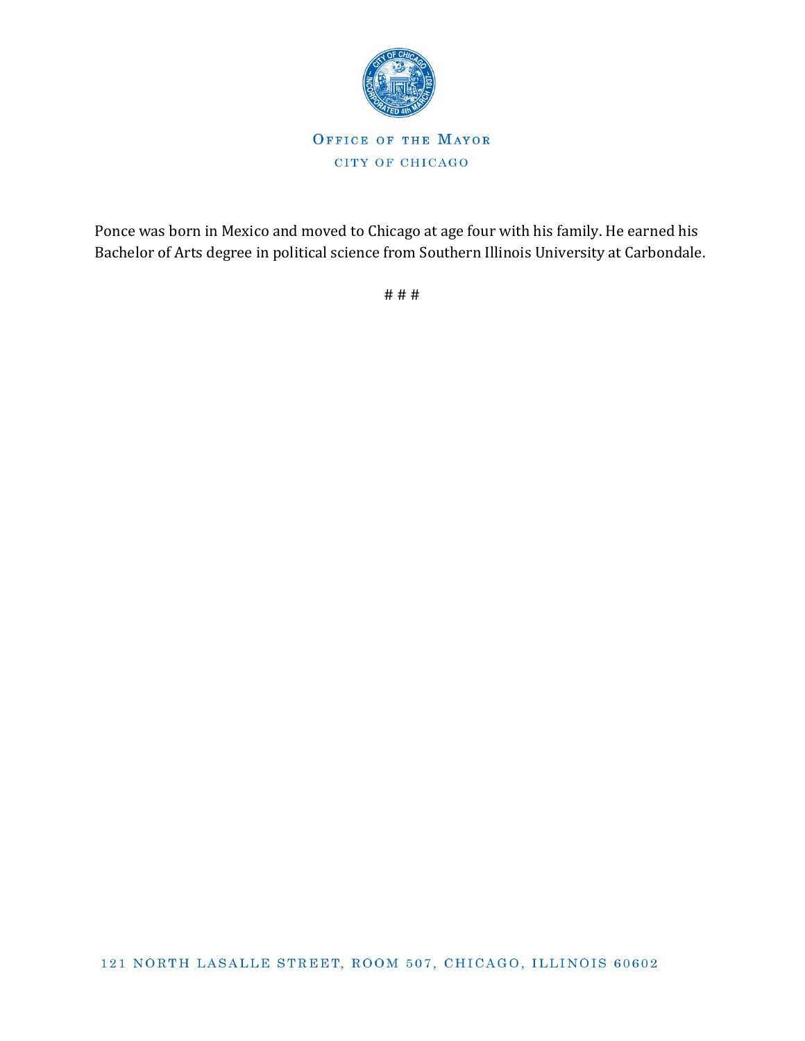Ponce was born in Mexico and moved to Chicago at age four with his family. He earned his Bachelor of Arts degree in political science from Southern Illinois University at Carbondale.

# # #